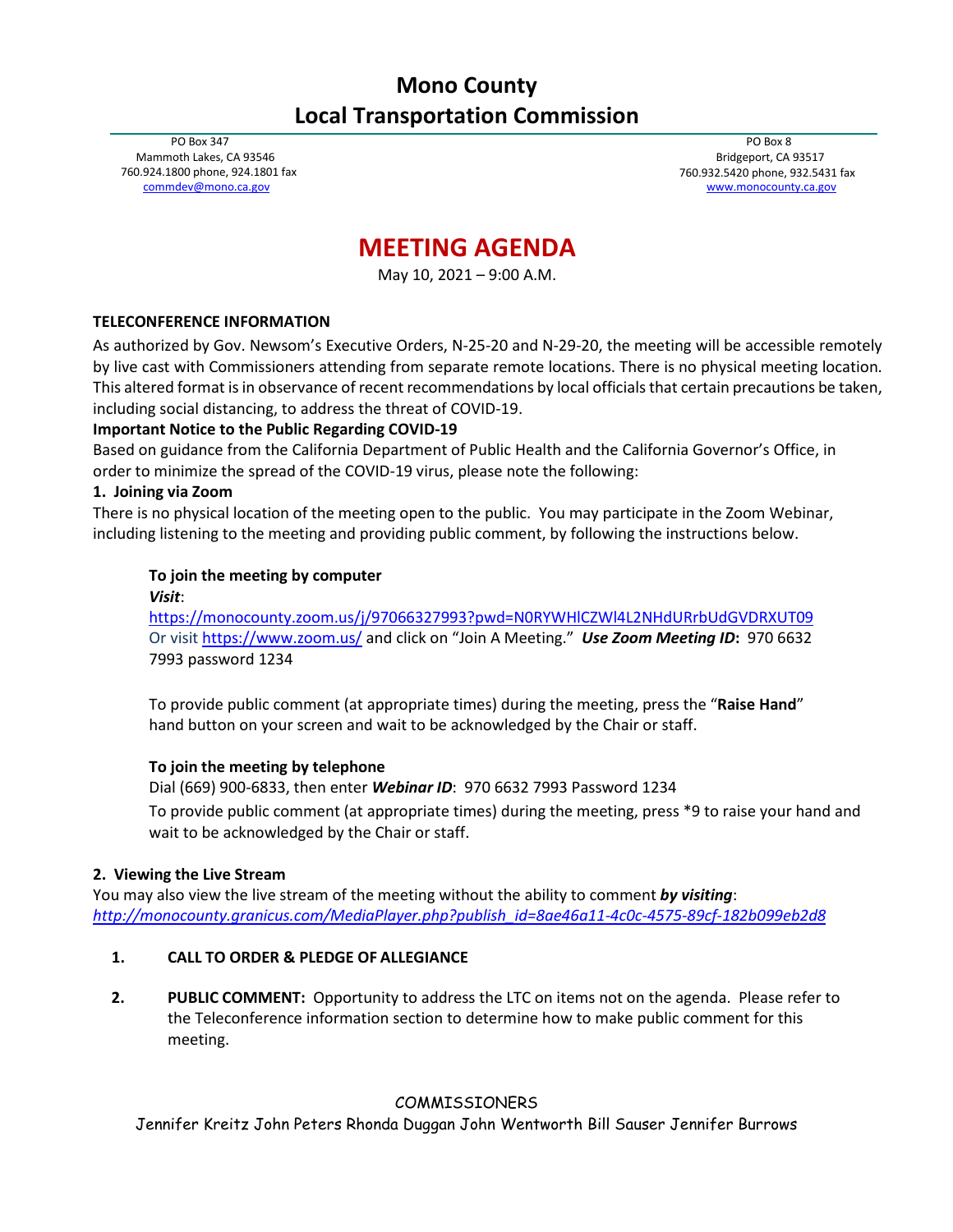# Mono County
# Local Transportation Commission

PO Box 347
Mammoth Lakes, CA 93546
760.924.1800 phone, 924.1801 fax
commdev@mono.ca.gov

PO Box 8
Bridgeport, CA 93517
760.932.5420 phone, 932.5431 fax
www.monocounty.ca.gov

## MEETING AGENDA

May 10, 2021 – 9:00 A.M.

**TELECONFERENCE INFORMATION**

As authorized by Gov. Newsom's Executive Orders, N-25-20 and N-29-20, the meeting will be accessible remotely by live cast with Commissioners attending from separate remote locations. There is no physical meeting location. This altered format is in observance of recent recommendations by local officials that certain precautions be taken, including social distancing, to address the threat of COVID-19.

**Important Notice to the Public Regarding COVID-19**

Based on guidance from the California Department of Public Health and the California Governor's Office, in order to minimize the spread of the COVID-19 virus, please note the following:

**1. Joining via Zoom**

There is no physical location of the meeting open to the public. You may participate in the Zoom Webinar, including listening to the meeting and providing public comment, by following the instructions below.

**To join the meeting by computer**

***Visit***:
https://monocounty.zoom.us/j/97066327993?pwd=N0RYWHlCZWl4L2NHdURrbUdGVDRXUT09
Or visit https://www.zoom.us/ and click on "Join A Meeting." ***Use Zoom Meeting ID*:** 970 6632 7993 password 1234

To provide public comment (at appropriate times) during the meeting, press the "**Raise Hand**" hand button on your screen and wait to be acknowledged by the Chair or staff.

**To join the meeting by telephone**

Dial (669) 900-6833, then enter ***Webinar ID***: 970 6632 7993 Password 1234

To provide public comment (at appropriate times) during the meeting, press *9 to raise your hand and wait to be acknowledged by the Chair or staff.

**2. Viewing the Live Stream**

You may also view the live stream of the meeting without the ability to comment ***by visiting***:
*http://monocounty.granicus.com/MediaPlayer.php?publish_id=8ae46a11-4c0c-4575-89cf-182b099eb2d8*

1. **CALL TO ORDER & PLEDGE OF ALLEGIANCE**

2. **PUBLIC COMMENT:** Opportunity to address the LTC on items not on the agenda. Please refer to the Teleconference information section to determine how to make public comment for this meeting.

COMMISSIONERS
Jennifer Kreitz John Peters Rhonda Duggan John Wentworth Bill Sauser Jennifer Burrows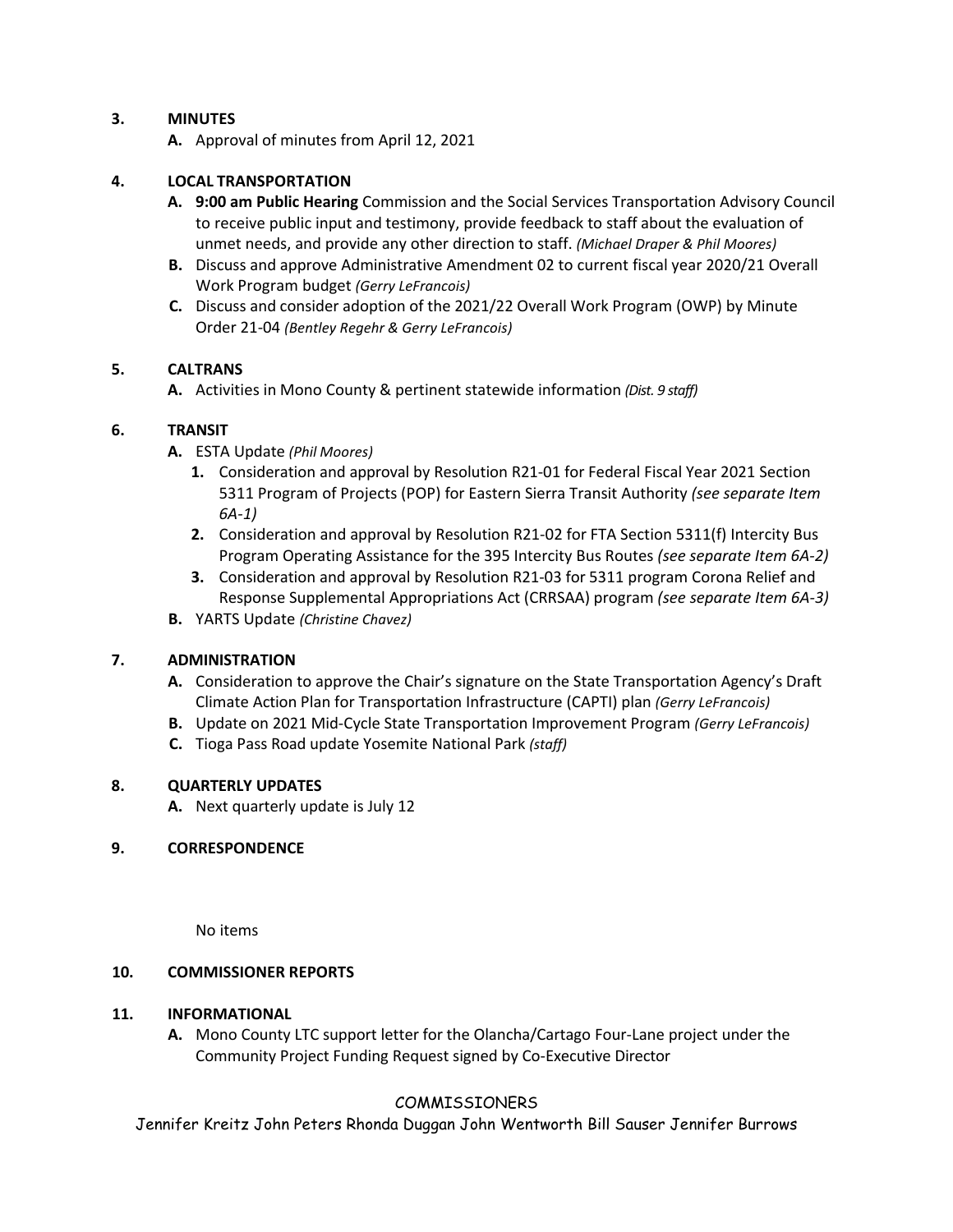3. **MINUTES**
   - **A.** Approval of minutes from April 12, 2021

4. **LOCAL TRANSPORTATION**
   - **A.** **9:00 am Public Hearing** Commission and the Social Services Transportation Advisory Council to receive public input and testimony, provide feedback to staff about the evaluation of unmet needs, and provide any other direction to staff. *(Michael Draper & Phil Moores)*
   - **B.** Discuss and approve Administrative Amendment 02 to current fiscal year 2020/21 Overall Work Program budget *(Gerry LeFrancois)*
   - **C.** Discuss and consider adoption of the 2021/22 Overall Work Program (OWP) by Minute Order 21-04 *(Bentley Regehr & Gerry LeFrancois)*

5. **CALTRANS**
   - **A.** Activities in Mono County & pertinent statewide information *(Dist. 9 staff)*

6. **TRANSIT**
   - **A.** ESTA Update *(Phil Moores)*
     1. Consideration and approval by Resolution R21-01 for Federal Fiscal Year 2021 Section 5311 Program of Projects (POP) for Eastern Sierra Transit Authority *(see separate Item 6A-1)*
     2. Consideration and approval by Resolution R21-02 for FTA Section 5311(f) Intercity Bus Program Operating Assistance for the 395 Intercity Bus Routes *(see separate Item 6A-2)*
     3. Consideration and approval by Resolution R21-03 for 5311 program Corona Relief and Response Supplemental Appropriations Act (CRRSAA) program *(see separate Item 6A-3)*
   - **B.** YARTS Update *(Christine Chavez)*

7. **ADMINISTRATION**
   - **A.** Consideration to approve the Chair's signature on the State Transportation Agency's Draft Climate Action Plan for Transportation Infrastructure (CAPTI) plan *(Gerry LeFrancois)*
   - **B.** Update on 2021 Mid-Cycle State Transportation Improvement Program *(Gerry LeFrancois)*
   - **C.** Tioga Pass Road update Yosemite National Park *(staff)*

8. **QUARTERLY UPDATES**
   - **A.** Next quarterly update is July 12

9. **CORRESPONDENCE**

   No items

10. **COMMISSIONER REPORTS**

11. **INFORMATIONAL**
    - **A.** Mono County LTC support letter for the Olancha/Cartago Four-Lane project under the Community Project Funding Request signed by Co-Executive Director

COMMISSIONERS

Jennifer Kreitz John Peters Rhonda Duggan John Wentworth Bill Sauser Jennifer Burrows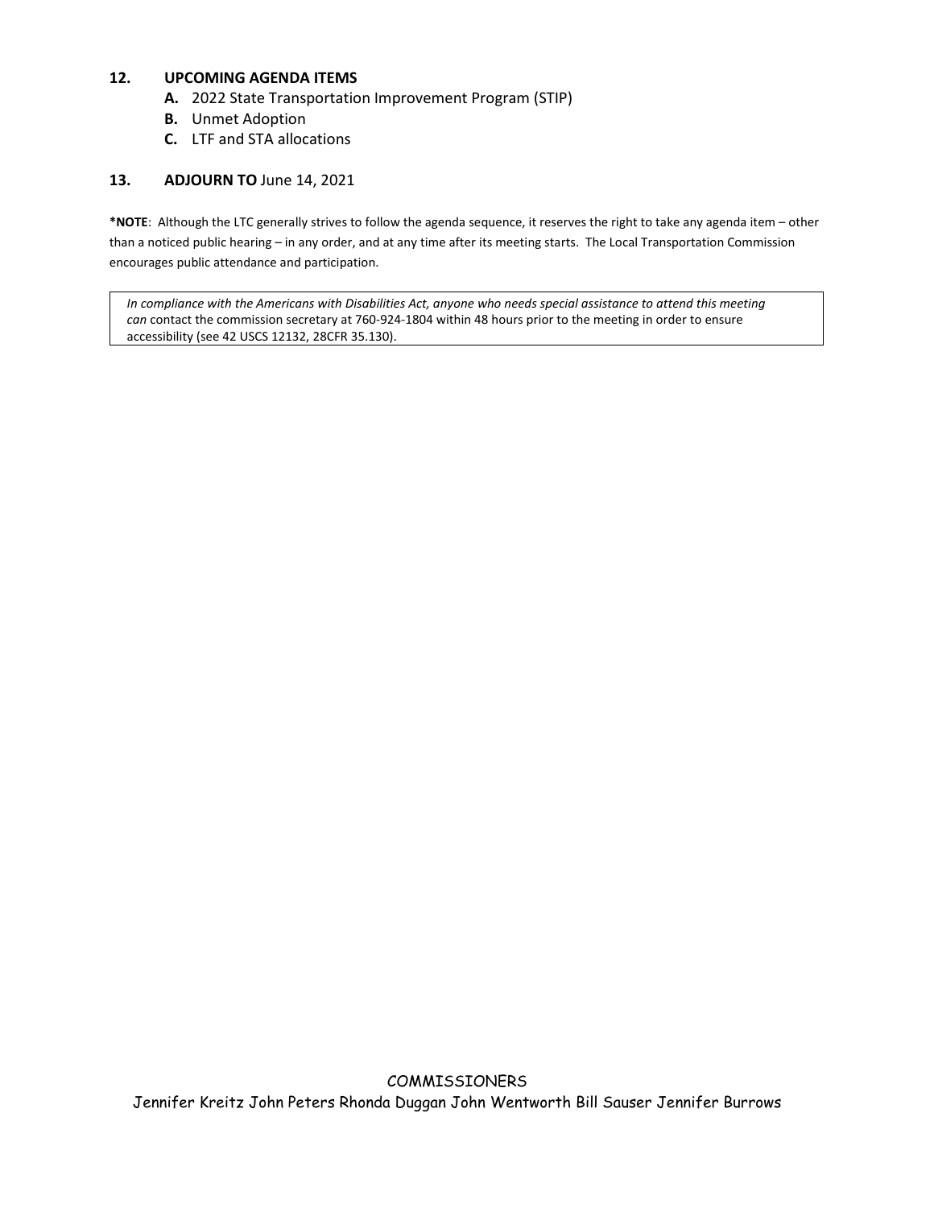**12. UPCOMING AGENDA ITEMS**

**A.** 2022 State Transportation Improvement Program (STIP)

**B.** Unmet Adoption

**C.** LTF and STA allocations

**13. ADJOURN TO** June 14, 2021

***NOTE**: Although the LTC generally strives to follow the agenda sequence, it reserves the right to take any agenda item – other than a noticed public hearing – in any order, and at any time after its meeting starts. The Local Transportation Commission encourages public attendance and participation.

*In compliance with the Americans with Disabilities Act, anyone who needs special assistance to attend this meeting can* contact the commission secretary at 760-924-1804 within 48 hours prior to the meeting in order to ensure accessibility (see 42 USCS 12132, 28CFR 35.130).

COMMISSIONERS

Jennifer Kreitz John Peters Rhonda Duggan John Wentworth Bill Sauser Jennifer Burrows